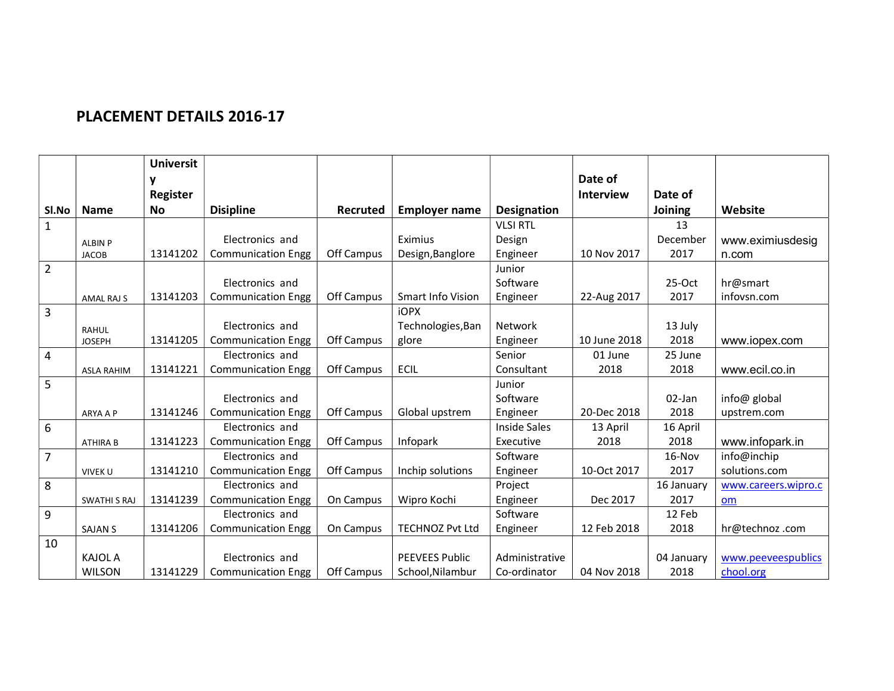# PLACEMENT DETAILS 2016-17

| Sl.No | Name | University Register No | Disipline | Recruted | Employer name | Designation | Date of Interview | Date of Joining | Website |
|---|---|---|---|---|---|---|---|---|---|
| 1 | ALBIN P JACOB | 13141202 | Electronics and Communication Engg | Off Campus | Eximius Design,Banglore | VLSI RTL Design Engineer | 10 Nov 2017 | 13 December 2017 | www.eximiusdesign.com |
| 2 | AMAL RAJ S | 13141203 | Electronics and Communication Engg | Off Campus | Smart Info Vision | Junior Software Engineer | 22-Aug 2017 | 25-Oct 2017 | hr@smart infovsn.com |
| 3 | RAHUL JOSEPH | 13141205 | Electronics and Communication Engg | Off Campus | iOPX Technologies,Banglore | Network Engineer | 10 June 2018 | 13 July 2018 | www.iopex.com |
| 4 | ASLA RAHIM | 13141221 | Electronics and Communication Engg | Off Campus | ECIL | Senior Consultant | 01 June 2018 | 25 June 2018 | www.ecil.co.in |
| 5 | ARYA A P | 13141246 | Electronics and Communication Engg | Off Campus | Global upstrem | Junior Software Engineer | 20-Dec 2018 | 02-Jan 2018 | info@ global upstrem.com |
| 6 | ATHIRA B | 13141223 | Electronics and Communication Engg | Off Campus | Infopark | Inside Sales Executive | 13 April 2018 | 16 April 2018 | www.infopark.in |
| 7 | VIVEK U | 13141210 | Electronics and Communication Engg | Off Campus | Inchip solutions | Software Engineer | 10-Oct 2017 | 16-Nov 2017 | info@inchip solutions.com |
| 8 | SWATHI S RAJ | 13141239 | Electronics and Communication Engg | On Campus | Wipro Kochi | Project Engineer | Dec 2017 | 16 January 2017 | www.careers.wipro.com |
| 9 | SAJAN S | 13141206 | Electronics and Communication Engg | On Campus | TECHNOZ Pvt Ltd | Software Engineer | 12 Feb 2018 | 12 Feb 2018 | hr@technoz .com |
| 10 | KAJOL A WILSON | 13141229 | Electronics and Communication Engg | Off Campus | PEEVEES Public School,Nilambur | Administrative Co-ordinator | 04 Nov 2018 | 04 January 2018 | www.peeveespublicschool.org |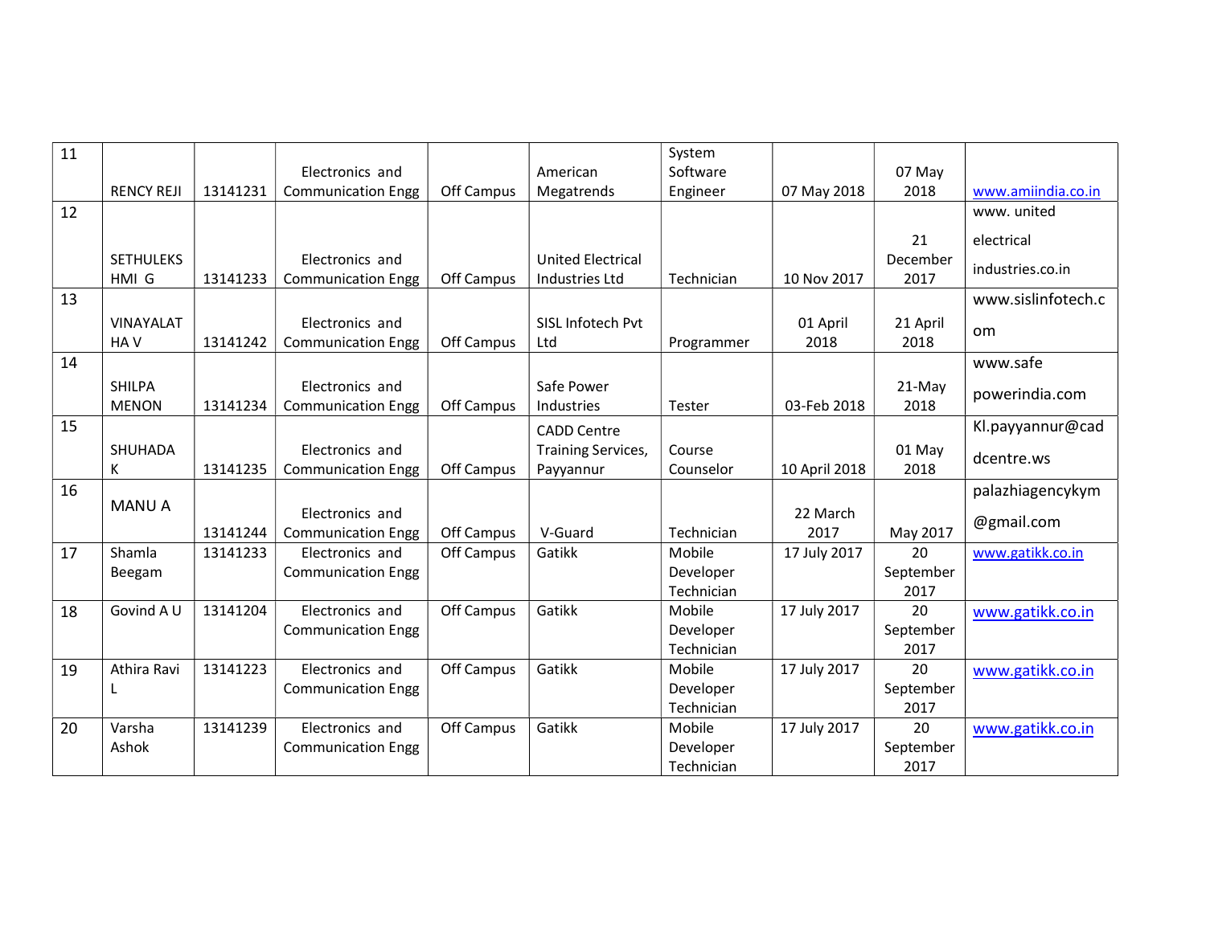| 11 | RENCY REJI | 13141231 | Electronics and Communication Engg | Off Campus | American Megatrends | System Software Engineer | 07 May 2018 | 07 May 2018 | www.amiindia.co.in |
|---|---|---|---|---|---|---|---|---|---|
| 12 | SETHULEKS HMI G | 13141233 | Electronics and Communication Engg | Off Campus | United Electrical Industries Ltd | Technician | 10 Nov 2017 | 21 December 2017 | www. united electrical industries.co.in |
| 13 | VINAYALAT HA V | 13141242 | Electronics and Communication Engg | Off Campus | SISL Infotech Pvt Ltd | Programmer | 01 April 2018 | 21 April 2018 | www.sislinfotech.com |
| 14 | SHILPA MENON | 13141234 | Electronics and Communication Engg | Off Campus | Safe Power Industries | Tester | 03-Feb 2018 | 21-May 2018 | www.safe powerindia.com |
| 15 | SHUHADA K | 13141235 | Electronics and Communication Engg | Off Campus | CADD Centre Training Services, Payyannur | Course Counselor | 10 April 2018 | 01 May 2018 | Kl.payyannur@caddcentre.ws |
| 16 | MANU A | 13141244 | Electronics and Communication Engg | Off Campus | V-Guard | Technician | 22 March 2017 | May 2017 | palazhiagencykym @gmail.com |
| 17 | Shamla Beegam | 13141233 | Electronics and Communication Engg | Off Campus | Gatikk | Mobile Developer Technician | 17 July 2017 | 20 September 2017 | www.gatikk.co.in |
| 18 | Govind A U | 13141204 | Electronics and Communication Engg | Off Campus | Gatikk | Mobile Developer Technician | 17 July 2017 | 20 September 2017 | www.gatikk.co.in |
| 19 | Athira Ravi L | 13141223 | Electronics and Communication Engg | Off Campus | Gatikk | Mobile Developer Technician | 17 July 2017 | 20 September 2017 | www.gatikk.co.in |
| 20 | Varsha Ashok | 13141239 | Electronics and Communication Engg | Off Campus | Gatikk | Mobile Developer Technician | 17 July 2017 | 20 September 2017 | www.gatikk.co.in |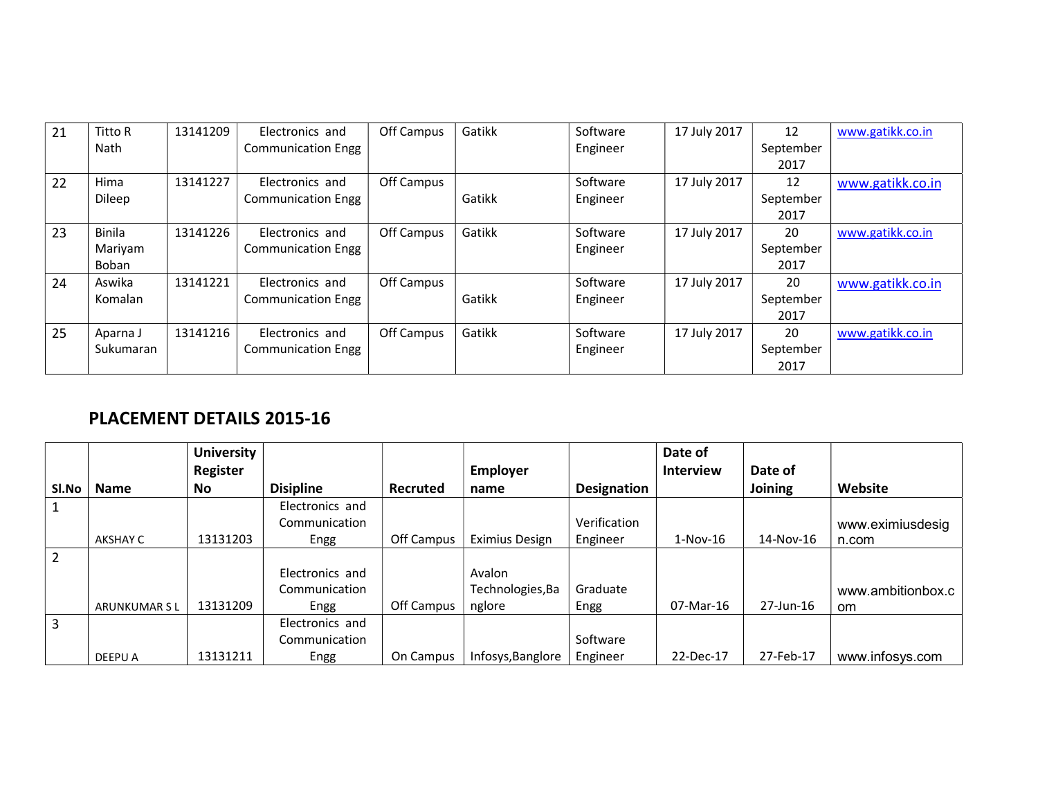| 21 | Titto R Nath | 13141209 | Electronics and Communication Engg | Off Campus | Gatikk | Software Engineer | 17 July 2017 | 12 September 2017 | www.gatikk.co.in |
|---|---|---|---|---|---|---|---|---|---|
| 22 | Hima Dileep | 13141227 | Electronics and Communication Engg | Off Campus | Gatikk | Software Engineer | 17 July 2017 | 12 September 2017 | www.gatikk.co.in |
| 23 | Binila Mariyam Boban | 13141226 | Electronics and Communication Engg | Off Campus | Gatikk | Software Engineer | 17 July 2017 | 20 September 2017 | www.gatikk.co.in |
| 24 | Aswika Komalan | 13141221 | Electronics and Communication Engg | Off Campus | Gatikk | Software Engineer | 17 July 2017 | 20 September 2017 | www.gatikk.co.in |
| 25 | Aparna J Sukumaran | 13141216 | Electronics and Communication Engg | Off Campus | Gatikk | Software Engineer | 17 July 2017 | 20 September 2017 | www.gatikk.co.in |

## PLACEMENT DETAILS 2015-16

| Sl.No | Name | University Register No | Disipline | Recruted | Employer name | Designation | Date of Interview | Date of Joining | Website |
|---|---|---|---|---|---|---|---|---|---|
| 1 | AKSHAY C | 13131203 | Electronics and Communication Engg | Off Campus | Eximius Design | Verification Engineer | 1-Nov-16 | 14-Nov-16 | www.eximiusdesign.com |
| 2 | ARUNKUMAR S L | 13131209 | Electronics and Communication Engg | Off Campus | Avalon Technologies,Banglore | Graduate Engg | 07-Mar-16 | 27-Jun-16 | www.ambitionbox.com |
| 3 | DEEPU A | 13131211 | Electronics and Communication Engg | On Campus | Infosys,Banglore | Software Engineer | 22-Dec-17 | 27-Feb-17 | www.infosys.com |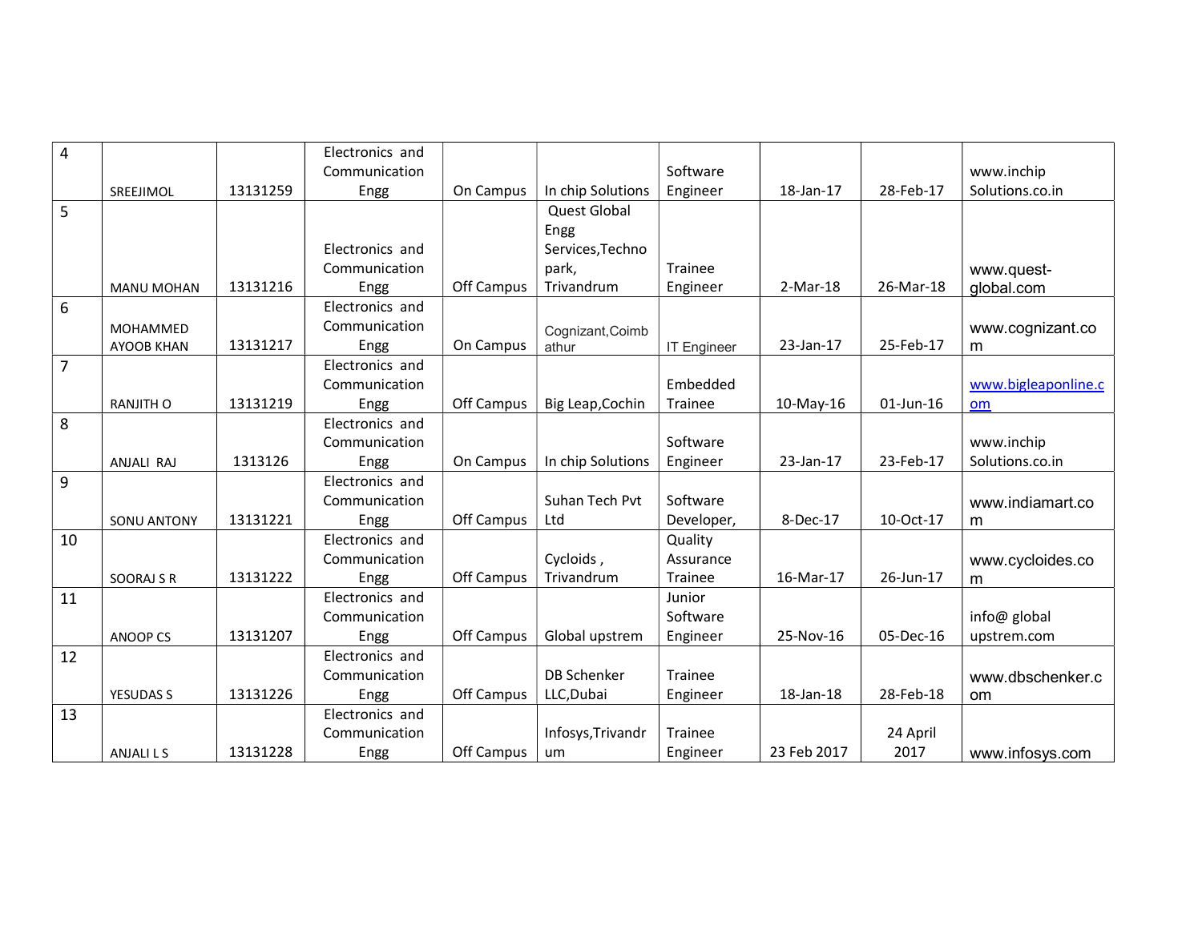| 4 | SREEJIMOL | 13131259 | Electronics and Communication Engg | On Campus | In chip Solutions | Software Engineer | 18-Jan-17 | 28-Feb-17 | www.inchip Solutions.co.in |
|---|---|---|---|---|---|---|---|---|---|
| 5 | MANU MOHAN | 13131216 | Electronics and Communication Engg | Off Campus | Quest Global Engg Services,Techno park, Trivandrum | Trainee Engineer | 2-Mar-18 | 26-Mar-18 | www.quest-global.com |
| 6 | MOHAMMED AYOOB KHAN | 13131217 | Electronics and Communication Engg | On Campus | Cognizant,Coimbathur | IT Engineer | 23-Jan-17 | 25-Feb-17 | www.cognizant.com |
| 7 | RANJITH O | 13131219 | Electronics and Communication Engg | Off Campus | Big Leap,Cochin | Embedded Trainee | 10-May-16 | 01-Jun-16 | www.bigleaponline.com |
| 8 | ANJALI RAJ | 1313126 | Electronics and Communication Engg | On Campus | In chip Solutions | Software Engineer | 23-Jan-17 | 23-Feb-17 | www.inchip Solutions.co.in |
| 9 | SONU ANTONY | 13131221 | Electronics and Communication Engg | Off Campus | Suhan Tech Pvt Ltd | Software Developer, | 8-Dec-17 | 10-Oct-17 | www.indiamart.com |
| 10 | SOORAJ S R | 13131222 | Electronics and Communication Engg | Off Campus | Cycloids , Trivandrum | Quality Assurance Trainee | 16-Mar-17 | 26-Jun-17 | www.cycloides.com |
| 11 | ANOOP CS | 13131207 | Electronics and Communication Engg | Off Campus | Global upstrem | Junior Software Engineer | 25-Nov-16 | 05-Dec-16 | info@ global upstrem.com |
| 12 | YESUDAS S | 13131226 | Electronics and Communication Engg | Off Campus | DB Schenker LLC,Dubai | Trainee Engineer | 18-Jan-18 | 28-Feb-18 | www.dbschenker.com |
| 13 | ANJALI L S | 13131228 | Electronics and Communication Engg | Off Campus | Infosys,Trivandrum | Trainee Engineer | 23 Feb 2017 | 24 April 2017 | www.infosys.com |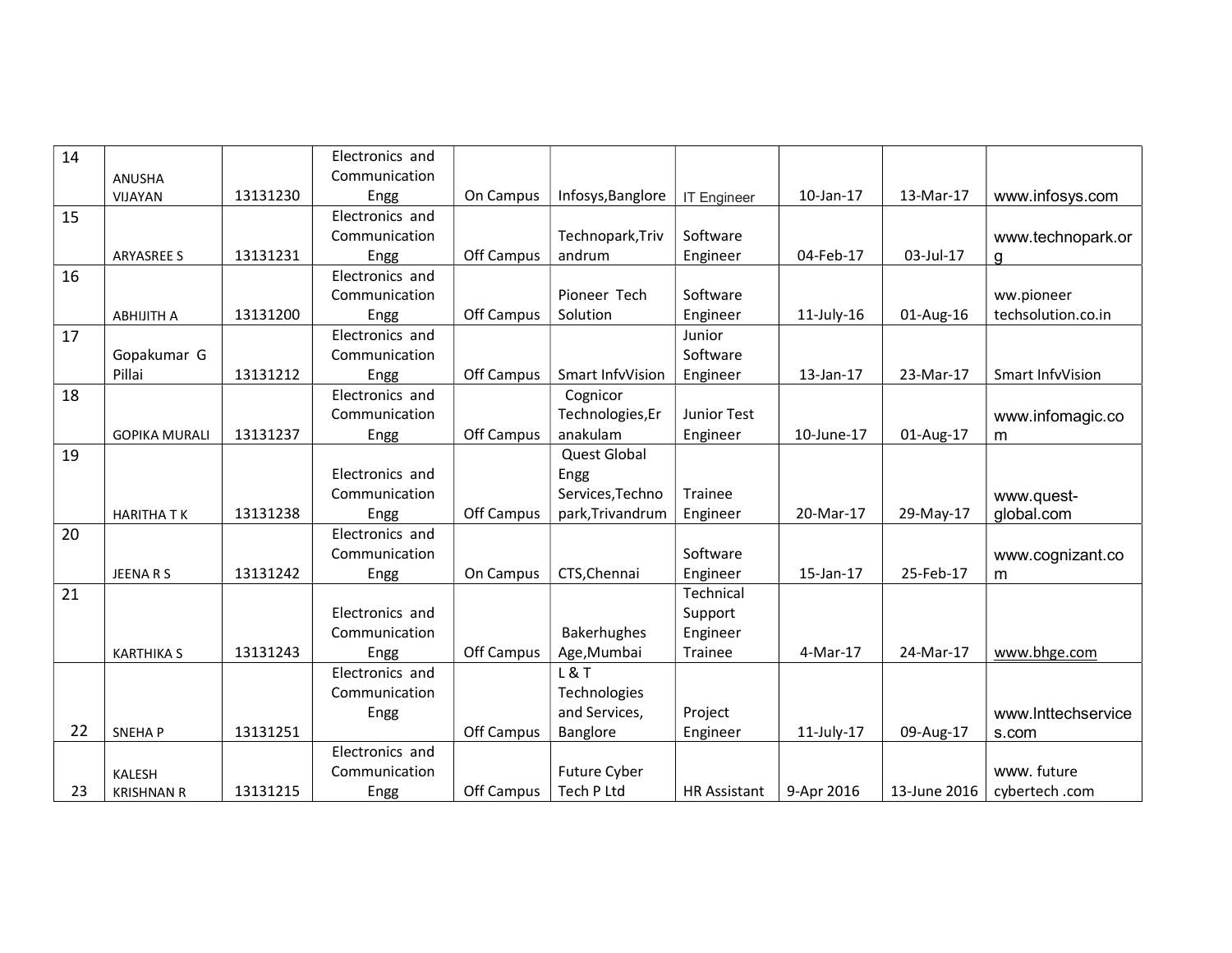| 14 | ANUSHA VIJAYAN | 13131230 | Electronics and Communication Engg | On Campus | Infosys,Banglore | IT Engineer | 10-Jan-17 | 13-Mar-17 | www.infosys.com |
|---|---|---|---|---|---|---|---|---|---|
| 15 | ARYASREE S | 13131231 | Electronics and Communication Engg | Off Campus | Technopark,Trivandrum | Software Engineer | 04-Feb-17 | 03-Jul-17 | www.technopark.org |
| 16 | ABHIJITH A | 13131200 | Electronics and Communication Engg | Off Campus | Pioneer Tech Solution | Software Engineer | 11-July-16 | 01-Aug-16 | ww.pioneer techsolution.co.in |
| 17 | Gopakumar G Pillai | 13131212 | Electronics and Communication Engg | Off Campus | Smart InfvVision | Junior Software Engineer | 13-Jan-17 | 23-Mar-17 | Smart InfvVision |
| 18 | GOPIKA MURALI | 13131237 | Electronics and Communication Engg | Off Campus | Cognicor Technologies,Eranakulam | Junior Test Engineer | 10-June-17 | 01-Aug-17 | www.infomagic.com |
| 19 | HARITHA T K | 13131238 | Electronics and Communication Engg | Off Campus | Quest Global Engg Services,Technopark,Trivandrum | Trainee Engineer | 20-Mar-17 | 29-May-17 | www.quest-global.com |
| 20 | JEENA R S | 13131242 | Electronics and Communication Engg | On Campus | CTS,Chennai | Software Engineer | 15-Jan-17 | 25-Feb-17 | www.cognizant.com |
| 21 | KARTHIKA S | 13131243 | Electronics and Communication Engg | Off Campus | Bakerhughes Age,Mumbai | Technical Support Engineer Trainee | 4-Mar-17 | 24-Mar-17 | www.bhge.com |
| 22 | SNEHA P | 13131251 | Electronics and Communication Engg | Off Campus | L & T Technologies and Services, Banglore | Project Engineer | 11-July-17 | 09-Aug-17 | www.lnttechservices.com |
| 23 | KALESH KRISHNAN R | 13131215 | Electronics and Communication Engg | Off Campus | Future Cyber Tech P Ltd | HR Assistant | 9-Apr 2016 | 13-June 2016 | www. future cybertech .com |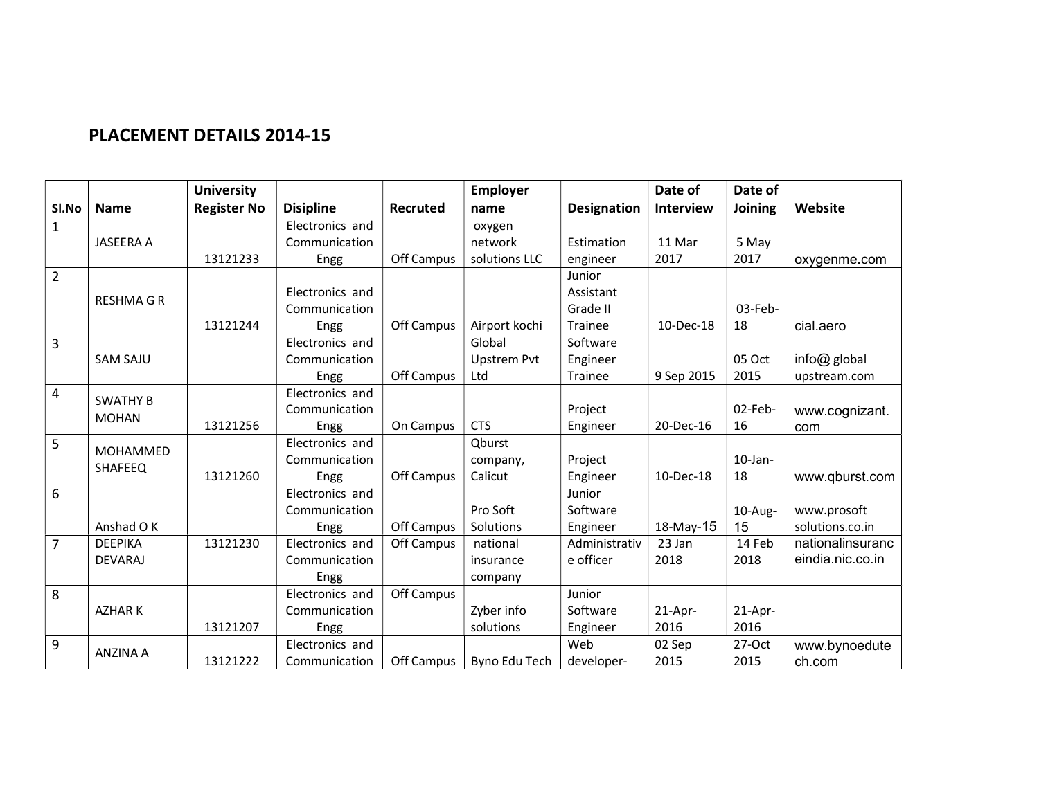# PLACEMENT DETAILS 2014-15

| Sl.No | Name | University Register No | Disipline | Recruted | Employer name | Designation | Date of Interview | Date of Joining | Website |
|---|---|---|---|---|---|---|---|---|---|
| 1 | JASEERA A | 13121233 | Electronics and Communication Engg | Off Campus | oxygen network solutions LLC | Estimation engineer | 11 Mar 2017 | 5 May 2017 | oxygenme.com |
| 2 | RESHMA G R | 13121244 | Electronics and Communication Engg | Off Campus | Airport kochi | Junior Assistant Grade II Trainee | 10-Dec-18 | 03-Feb-18 | cial.aero |
| 3 | SAM SAJU | | Electronics and Communication Engg | Off Campus | Global Upstrem Pvt Ltd | Software Engineer Trainee | 9 Sep 2015 | 05 Oct 2015 | info@ global upstream.com |
| 4 | SWATHY B MOHAN | 13121256 | Electronics and Communication Engg | On Campus | CTS | Project Engineer | 20-Dec-16 | 02-Feb-16 | www.cognizant.com |
| 5 | MOHAMMED SHAFEEQ | 13121260 | Electronics and Communication Engg | Off Campus | Qburst company, Calicut | Project Engineer | 10-Dec-18 | 10-Jan-18 | www.qburst.com |
| 6 | Anshad O K | | Electronics and Communication Engg | Off Campus | Pro Soft Solutions | Junior Software Engineer | 18-May-15 | 10-Aug-15 | www.prosoft solutions.co.in |
| 7 | DEEPIKA DEVARAJ | 13121230 | Electronics and Communication Engg | Off Campus | national insurance company | Administrative officer | 23 Jan 2018 | 14 Feb 2018 | nationalinsuranceindia.nic.co.in |
| 8 | AZHAR K | 13121207 | Electronics and Communication Engg | Off Campus | Zyber info solutions | Junior Software Engineer | 21-Apr-2016 | 21-Apr-2016 | |
| 9 | ANZINA A | 13121222 | Electronics and Communication | Off Campus | Byno Edu Tech | Web developer- | 02 Sep 2015 | 27-Oct 2015 | www.bynoedutech.com |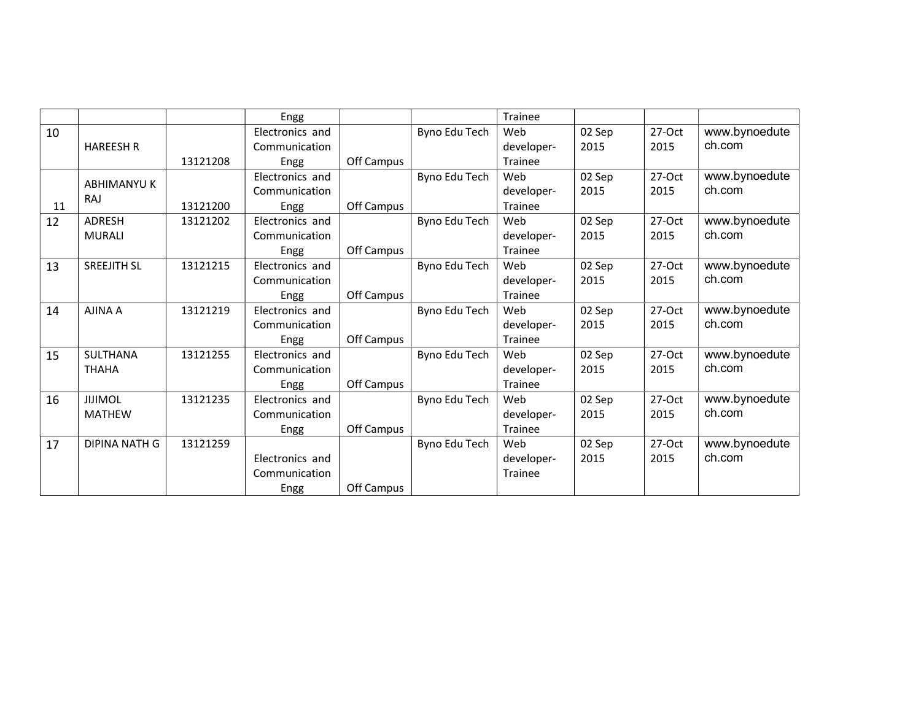|  |  |  | Engg |  |  | Trainee |  |  |  |
|---|---|---|---|---|---|---|---|---|---|
| 10 | HAREESH R | 13121208 | Electronics and Communication Engg | Off Campus | Byno Edu Tech | Web developer-Trainee | 02 Sep 2015 | 27-Oct 2015 | www.bynoedutech.com |
| 11 | ABHIMANYU K RAJ | 13121200 | Electronics and Communication Engg | Off Campus | Byno Edu Tech | Web developer-Trainee | 02 Sep 2015 | 27-Oct 2015 | www.bynoedutech.com |
| 12 | ADRESH MURALI | 13121202 | Electronics and Communication Engg | Off Campus | Byno Edu Tech | Web developer-Trainee | 02 Sep 2015 | 27-Oct 2015 | www.bynoedutech.com |
| 13 | SREEJITH SL | 13121215 | Electronics and Communication Engg | Off Campus | Byno Edu Tech | Web developer-Trainee | 02 Sep 2015 | 27-Oct 2015 | www.bynoedutech.com |
| 14 | AJINA A | 13121219 | Electronics and Communication Engg | Off Campus | Byno Edu Tech | Web developer-Trainee | 02 Sep 2015 | 27-Oct 2015 | www.bynoedutech.com |
| 15 | SULTHANA THAHA | 13121255 | Electronics and Communication Engg | Off Campus | Byno Edu Tech | Web developer-Trainee | 02 Sep 2015 | 27-Oct 2015 | www.bynoedutech.com |
| 16 | JIJIMOL MATHEW | 13121235 | Electronics and Communication Engg | Off Campus | Byno Edu Tech | Web developer-Trainee | 02 Sep 2015 | 27-Oct 2015 | www.bynoedutech.com |
| 17 | DIPINA NATH G | 13121259 | Electronics and Communication Engg | Off Campus | Byno Edu Tech | Web developer-Trainee | 02 Sep 2015 | 27-Oct 2015 | www.bynoedutech.com |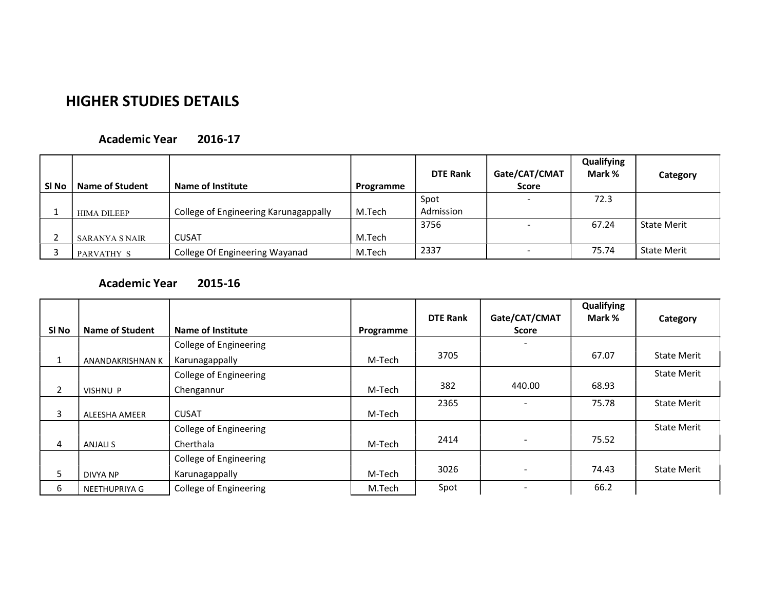# HIGHER STUDIES DETAILS

### Academic Year 2016-17

| Sl No | Name of Student | Name of Institute | Programme | DTE Rank | Gate/CAT/CMAT Score | Qualifying Mark % | Category |
|---|---|---|---|---|---|---|---|
| 1 | HIMA DILEEP | College of Engineering Karunagappally | M.Tech | Spot Admission | - | 72.3 | |
| 2 | SARANYA S NAIR | CUSAT | M.Tech | 3756 | - | 67.24 | State Merit |
| 3 | PARVATHY S | College Of Engineering Wayanad | M.Tech | 2337 | - | 75.74 | State Merit |

### Academic Year 2015-16

| Sl No | Name of Student | Name of Institute | Programme | DTE Rank | Gate/CAT/CMAT Score | Qualifying Mark % | Category |
|---|---|---|---|---|---|---|---|
| 1 | ANANDAKRISHNAN K | College of Engineering Karunagappally | M-Tech | 3705 | - | 67.07 | State Merit |
| 2 | VISHNU P | College of Engineering Chengannur | M-Tech | 382 | 440.00 | 68.93 | State Merit |
| 3 | ALEESHA AMEER | CUSAT | M-Tech | 2365 | - | 75.78 | State Merit |
| 4 | ANJALI S | College of Engineering Cherthala | M-Tech | 2414 | - | 75.52 | State Merit |
| 5 | DIVYA NP | College of Engineering Karunagappally | M-Tech | 3026 | - | 74.43 | State Merit |
| 6 | NEETHUPRIYA G | College of Engineering | M.Tech | Spot | - | 66.2 | |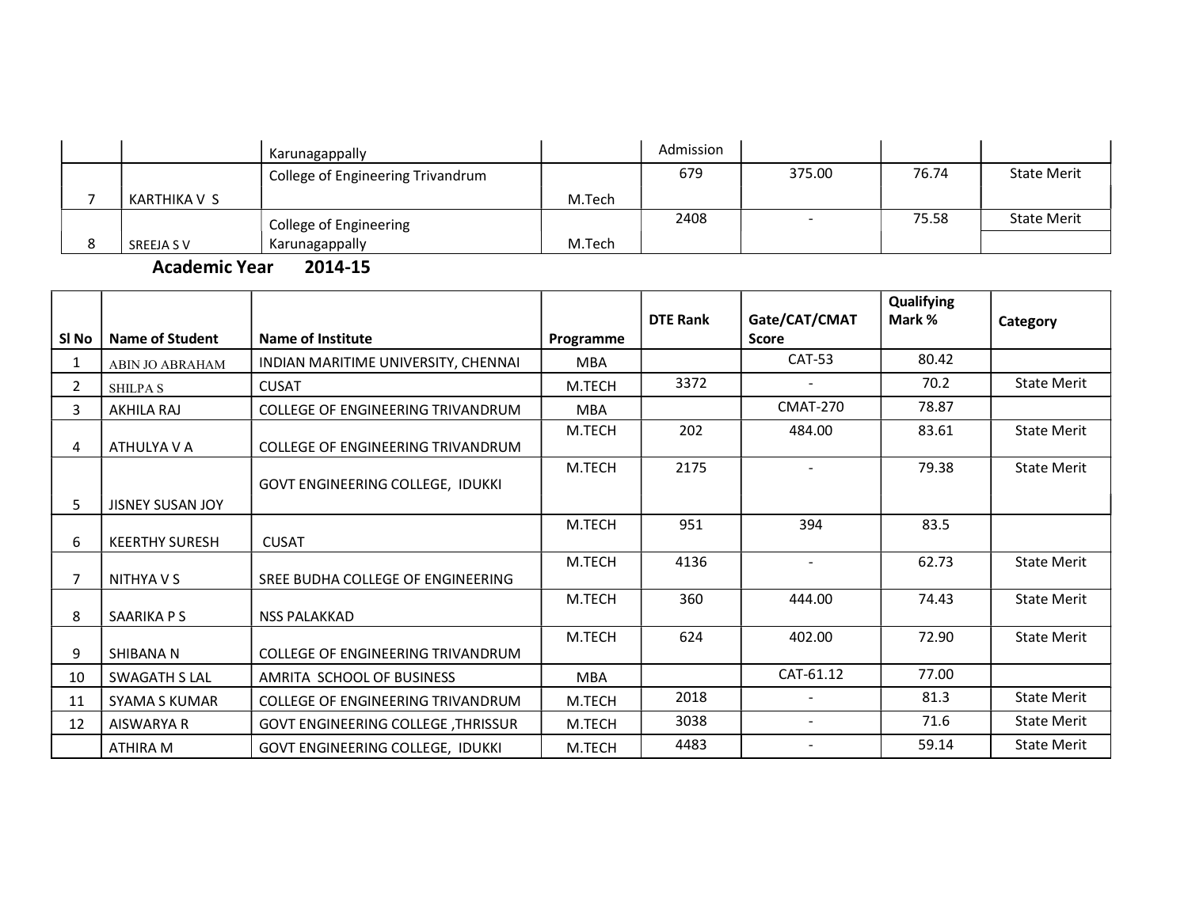| | | | | | | | |
|---|---|---|---|---|---|---|---|
| | | Karunagappally | | Admission | | | |
| 7 | KARTHIKA V S | College of Engineering Trivandrum | M.Tech | 679 | 375.00 | 76.74 | State Merit |
| 8 | SREEJA S V | College of Engineering Karunagappally | M.Tech | 2408 | - | 75.58 | State Merit |

## Academic Year 2014-15

| Sl No | Name of Student | Name of Institute | Programme | DTE Rank | Gate/CAT/CMAT Score | Qualifying Mark % | Category |
|---|---|---|---|---|---|---|---|
| 1 | ABIN JO ABRAHAM | INDIAN MARITIME UNIVERSITY, CHENNAI | MBA | | CAT-53 | 80.42 | |
| 2 | SHILPA S | CUSAT | M.TECH | 3372 | - | 70.2 | State Merit |
| 3 | AKHILA RAJ | COLLEGE OF ENGINEERING TRIVANDRUM | MBA | | CMAT-270 | 78.87 | |
| 4 | ATHULYA V A | COLLEGE OF ENGINEERING TRIVANDRUM | M.TECH | 202 | 484.00 | 83.61 | State Merit |
| 5 | JISNEY SUSAN JOY | GOVT ENGINEERING COLLEGE, IDUKKI | M.TECH | 2175 | - | 79.38 | State Merit |
| 6 | KEERTHY SURESH | CUSAT | M.TECH | 951 | 394 | 83.5 | |
| 7 | NITHYA V S | SREE BUDHA COLLEGE OF ENGINEERING | M.TECH | 4136 | - | 62.73 | State Merit |
| 8 | SAARIKA P S | NSS PALAKKAD | M.TECH | 360 | 444.00 | 74.43 | State Merit |
| 9 | SHIBANA N | COLLEGE OF ENGINEERING TRIVANDRUM | M.TECH | 624 | 402.00 | 72.90 | State Merit |
| 10 | SWAGATH S LAL | AMRITA SCHOOL OF BUSINESS | MBA | | CAT-61.12 | 77.00 | |
| 11 | SYAMA S KUMAR | COLLEGE OF ENGINEERING TRIVANDRUM | M.TECH | 2018 | - | 81.3 | State Merit |
| 12 | AISWARYA R | GOVT ENGINEERING COLLEGE ,THRISSUR | M.TECH | 3038 | - | 71.6 | State Merit |
| | ATHIRA M | GOVT ENGINEERING COLLEGE, IDUKKI | M.TECH | 4483 | - | 59.14 | State Merit |